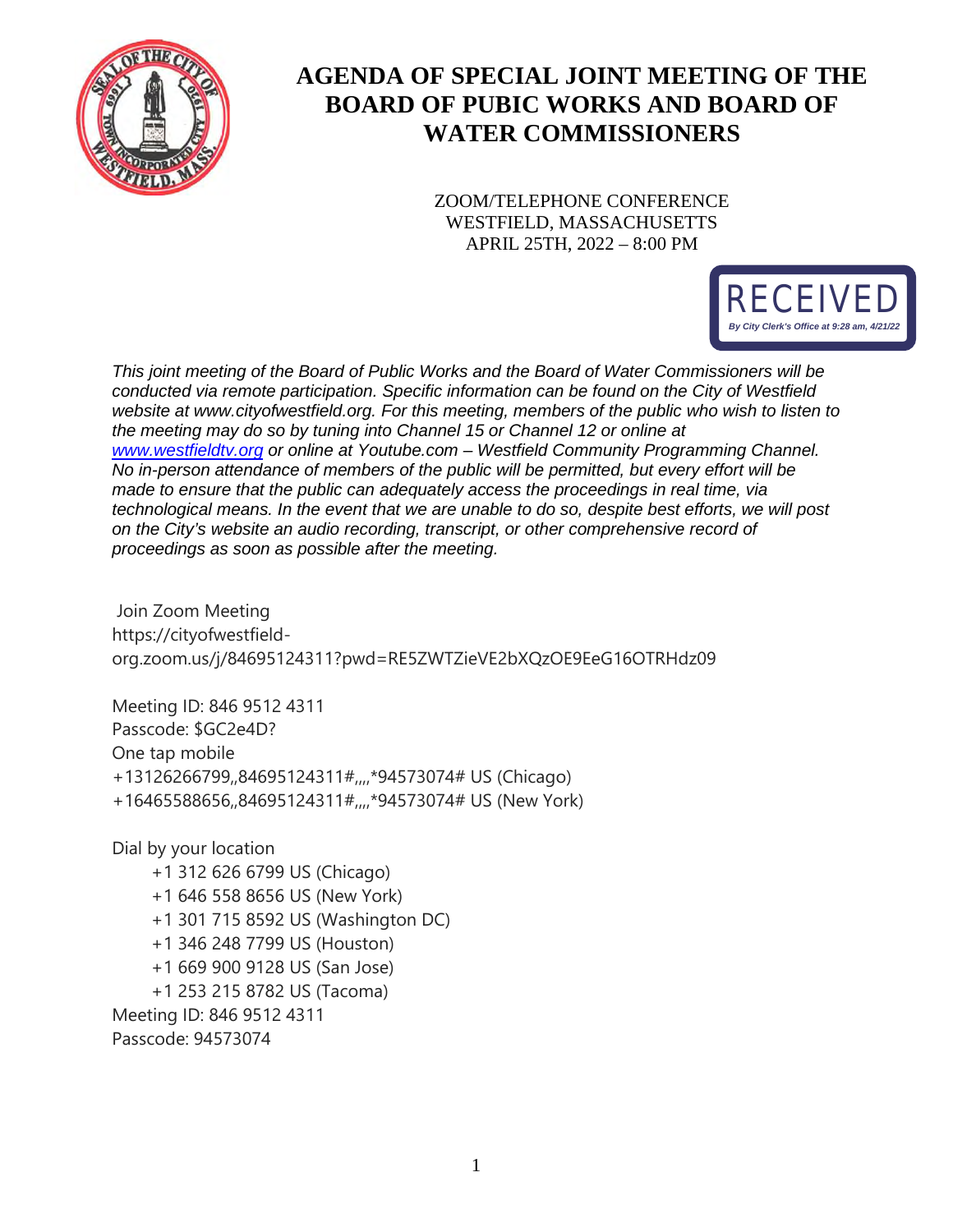# AGENDA OF SPECIAL JOINT MEETING OF THE BOARD OF PUBIC WORKS AND BOARD OF WATER COMMISSIONERS

ZOOM/TELEPHONE CONFERENCE
WESTFIELD, MASSACHUSETTS
APRIL 25TH, 2022 – 8:00 PM

RECEIVED
By City Clerk's Office at 9:28 am, 4/21/22

*This joint meeting of the Board of Public Works and the Board of Water Commissioners will be conducted via remote participation. Specific information can be found on the City of Westfield website at www.cityofwestfield.org. For this meeting, members of the public who wish to listen to the meeting may do so by tuning into Channel 15 or Channel 12 or online at [www.westfieldtv.org](http://www.westfieldtv.org) or online at Youtube.com – Westfield Community Programming Channel. No in-person attendance of members of the public will be permitted, but every effort will be made to ensure that the public can adequately access the proceedings in real time, via technological means. In the event that we are unable to do so, despite best efforts, we will post on the City's website an audio recording, transcript, or other comprehensive record of proceedings as soon as possible after the meeting.*

Join Zoom Meeting
https://cityofwestfield-org.zoom.us/j/84695124311?pwd=RE5ZWTZieVE2bXQzOE9EeG16OTRHdz09

Meeting ID: 846 9512 4311
Passcode: $GC2e4D?
One tap mobile
+13126266799,,84695124311#,,,,*94573074# US (Chicago)
+16465588656,,84695124311#,,,,*94573074# US (New York)

Dial by your location
+1 312 626 6799 US (Chicago)
+1 646 558 8656 US (New York)
+1 301 715 8592 US (Washington DC)
+1 346 248 7799 US (Houston)
+1 669 900 9128 US (San Jose)
+1 253 215 8782 US (Tacoma)
Meeting ID: 846 9512 4311
Passcode: 94573074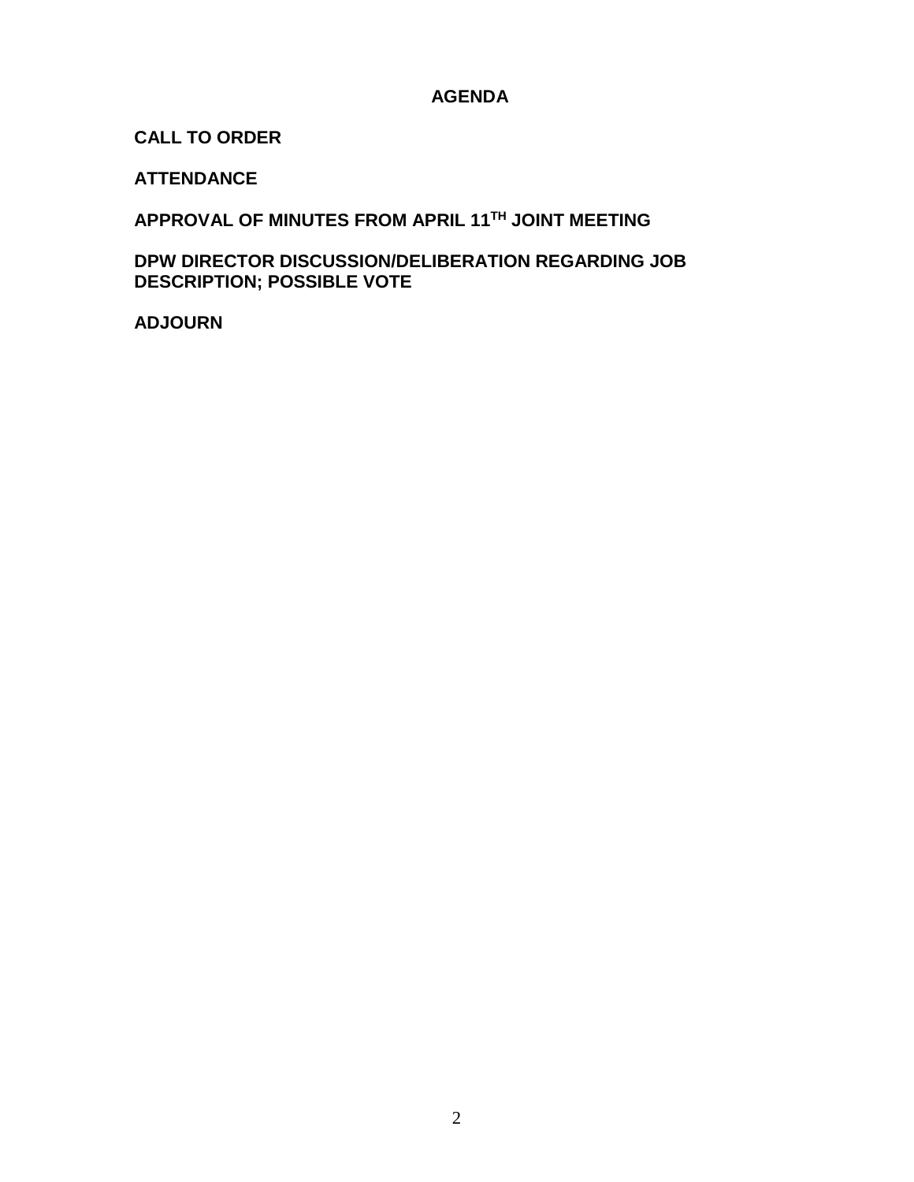# AGENDA

**CALL TO ORDER**

**ATTENDANCE**

**APPROVAL OF MINUTES FROM APRIL 11TH JOINT MEETING**

**DPW DIRECTOR DISCUSSION/DELIBERATION REGARDING JOB DESCRIPTION; POSSIBLE VOTE**

**ADJOURN**